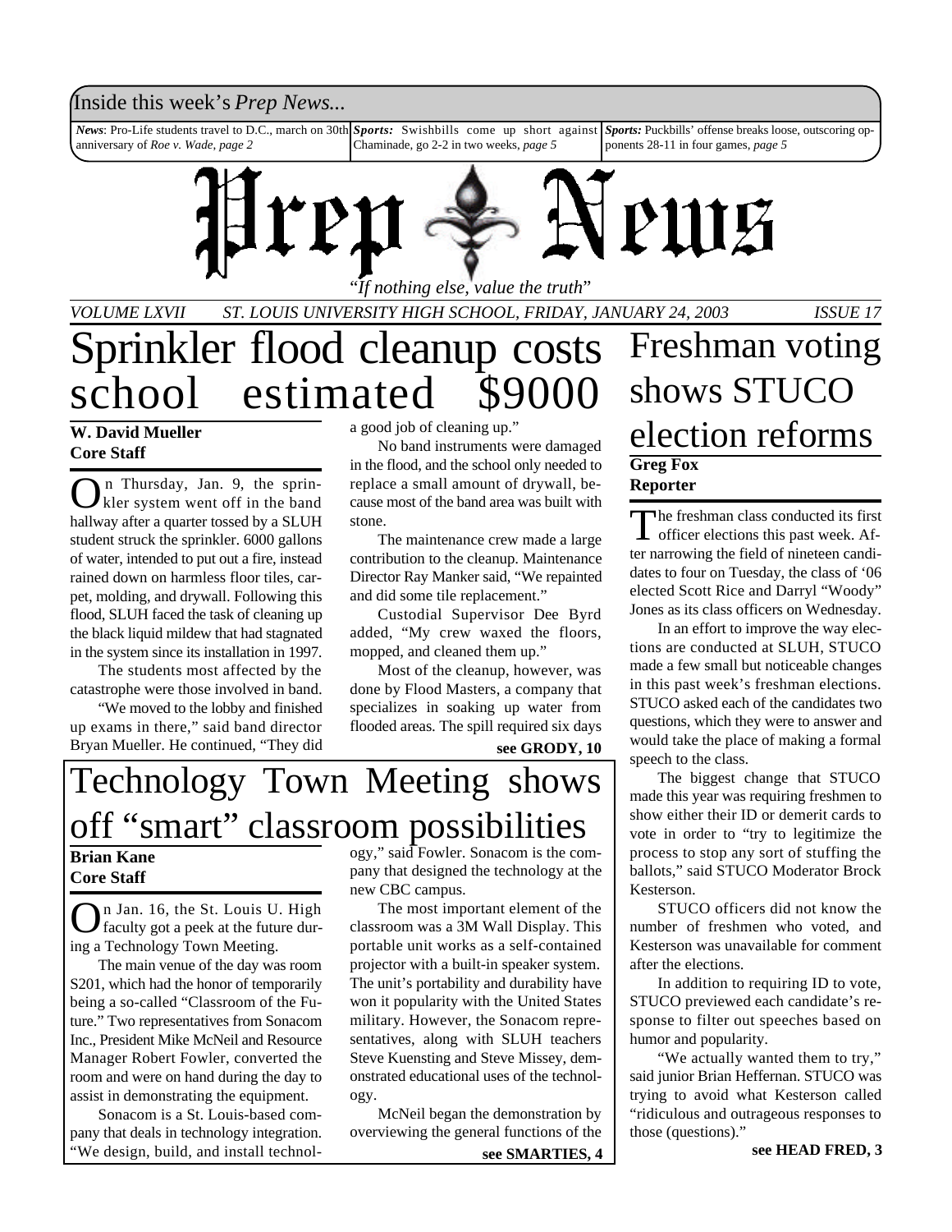Inside this week's *Prep News...*

*News*: Pro-Life students travel to D.C., march on 30th anniversary of *Roe v. Wade, page 2*

*Sports:* Swishbills come up short against Chaminade, go 2-2 in two weeks, *page 5*

*Sports:* Puckbills' offense breaks loose, outscoring opponents 28-11 in four games, *page 5*

# Prep News

*"If nothing else, value the truth"*

*VOLUME LXVII ST. LOUIS UNIVERSITY HIGH SCHOOL, FRIDAY, JANUARY 24, 2003 ISSUE 17*

## Sprinkler flood cleanup costs school estimated $9000

**W. David Mueller**
**Core Staff**

On Thursday, Jan. 9, the sprinkler system went off in the band hallway after a quarter tossed by a SLUH student struck the sprinkler. 6000 gallons of water, intended to put out a fire, instead rained down on harmless floor tiles, carpet, molding, and drywall. Following this flood, SLUH faced the task of cleaning up the black liquid mildew that had stagnated in the system since its installation in 1997.

The students most affected by the catastrophe were those involved in band.

"We moved to the lobby and finished up exams in there," said band director Bryan Mueller. He continued, "They did a good job of cleaning up."

No band instruments were damaged in the flood, and the school only needed to replace a small amount of drywall, because most of the band area was built with stone.

The maintenance crew made a large contribution to the cleanup. Maintenance Director Ray Manker said, "We repainted and did some tile replacement."

Custodial Supervisor Dee Byrd added, "My crew waxed the floors, mopped, and cleaned them up."

Most of the cleanup, however, was done by Flood Masters, a company that specializes in soaking up water from flooded areas. The spill required six days

**see GRODY, 10**

## Technology Town Meeting shows off "smart" classroom possibilities

**Brian Kane**
**Core Staff**

On Jan. 16, the St. Louis U. High faculty got a peek at the future during a Technology Town Meeting.

The main venue of the day was room S201, which had the honor of temporarily being a so-called "Classroom of the Future." Two representatives from Sonacom Inc., President Mike McNeil and Resource Manager Robert Fowler, converted the room and were on hand during the day to assist in demonstrating the equipment.

Sonacom is a St. Louis-based company that deals in technology integration. "We design, build, and install technology," said Fowler. Sonacom is the company that designed the technology at the new CBC campus.

The most important element of the classroom was a 3M Wall Display. This portable unit works as a self-contained projector with a built-in speaker system. The unit's portability and durability have won it popularity with the United States military. However, the Sonacom representatives, along with SLUH teachers Steve Kuensting and Steve Missey, demonstrated educational uses of the technology.

McNeil began the demonstration by overviewing the general functions of the

**see SMARTIES, 4**

## Freshman voting shows STUCO election reforms

**Greg Fox**
**Reporter**

The freshman class conducted its first officer elections this past week. After narrowing the field of nineteen candidates to four on Tuesday, the class of '06 elected Scott Rice and Darryl "Woody" Jones as its class officers on Wednesday.

In an effort to improve the way elections are conducted at SLUH, STUCO made a few small but noticeable changes in this past week's freshman elections. STUCO asked each of the candidates two questions, which they were to answer and would take the place of making a formal speech to the class.

The biggest change that STUCO made this year was requiring freshmen to show either their ID or demerit cards to vote in order to "try to legitimize the process to stop any sort of stuffing the ballots," said STUCO Moderator Brock Kesterson.

STUCO officers did not know the number of freshmen who voted, and Kesterson was unavailable for comment after the elections.

In addition to requiring ID to vote, STUCO previewed each candidate's response to filter out speeches based on humor and popularity.

"We actually wanted them to try," said junior Brian Heffernan. STUCO was trying to avoid what Kesterson called "ridiculous and outrageous responses to those (questions)."

**see HEAD FRED, 3**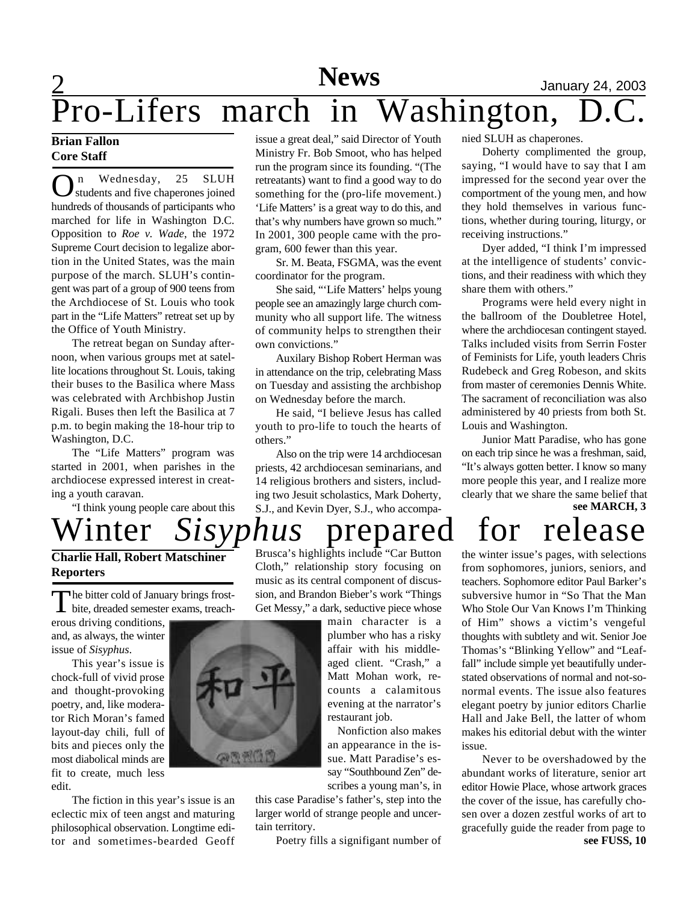# Pro-Lifers march in Washington, D.C.

**Brian Fallon**
**Core Staff**

On Wednesday, 25 SLUH students and five chaperones joined hundreds of thousands of participants who marched for life in Washington D.C. Opposition to *Roe v. Wade*, the 1972 Supreme Court decision to legalize abortion in the United States, was the main purpose of the march. SLUH's contingent was part of a group of 900 teens from the Archdiocese of St. Louis who took part in the "Life Matters" retreat set up by the Office of Youth Ministry.

The retreat began on Sunday afternoon, when various groups met at satellite locations throughout St. Louis, taking their buses to the Basilica where Mass was celebrated with Archbishop Justin Rigali. Buses then left the Basilica at 7 p.m. to begin making the 18-hour trip to Washington, D.C.

The "Life Matters" program was started in 2001, when parishes in the archdiocese expressed interest in creating a youth caravan.

"I think young people care about this issue a great deal," said Director of Youth Ministry Fr. Bob Smoot, who has helped run the program since its founding. "(The retreatants) want to find a good way to do something for the (pro-life movement.) 'Life Matters' is a great way to do this, and that's why numbers have grown so much." In 2001, 300 people came with the program, 600 fewer than this year.

Sr. M. Beata, FSGMA, was the event coordinator for the program.

She said, "'Life Matters' helps young people see an amazingly large church community who all support life. The witness of community helps to strengthen their own convictions."

Auxilary Bishop Robert Herman was in attendance on the trip, celebrating Mass on Tuesday and assisting the archbishop on Wednesday before the march.

He said, "I believe Jesus has called youth to pro-life to touch the hearts of others."

Also on the trip were 14 archdiocesan priests, 42 archdiocesan seminarians, and 14 religious brothers and sisters, including two Jesuit scholastics, Mark Doherty, S.J., and Kevin Dyer, S.J., who accompanied SLUH as chaperones.

Doherty complimented the group, saying, "I would have to say that I am impressed for the second year over the comportment of the young men, and how they hold themselves in various functions, whether during touring, liturgy, or receiving instructions."

Dyer added, "I think I'm impressed at the intelligence of students' convictions, and their readiness with which they share them with others."

Programs were held every night in the ballroom of the Doubletree Hotel, where the archdiocesan contingent stayed. Talks included visits from Serrin Foster of Feminists for Life, youth leaders Chris Rudebeck and Greg Robeson, and skits from master of ceremonies Dennis White. The sacrament of reconciliation was also administered by 40 priests from both St. Louis and Washington.

Junior Matt Paradise, who has gone on each trip since he was a freshman, said, "It's always gotten better. I know so many more people this year, and I realize more clearly that we share the same belief that

**see MARCH, 3**

# Winter *Sisyphus* prepared for release

**Charlie Hall, Robert Matschiner**
**Reporters**

The bitter cold of January brings frostbite, dreaded semester exams, treacherous driving conditions, and, as always, the winter issue of *Sisyphus*.

This year's issue is chock-full of vivid prose and thought-provoking poetry, and, like moderator Rich Moran's famed layout-day chili, full of bits and pieces only the most diabolical minds are fit to create, much less edit.

The fiction in this year's issue is an eclectic mix of teen angst and maturing philosophical observation. Longtime editor and sometimes-bearded Geoff Brusca's highlights include "Car Button Cloth," relationship story focusing on music as its central component of discussion, and Brandon Bieber's work "Things Get Messy," a dark, seductive piece whose main character is a plumber who has a risky affair with his middle-aged client. "Crash," a Matt Mohan work, recounts a calamitous evening at the narrator's restaurant job.

Nonfiction also makes an appearance in the issue. Matt Paradise's essay "Southbound Zen" describes a young man's, in this case Paradise's father's, step into the larger world of strange people and uncertain territory.

Poetry fills a signifigant number of the winter issue's pages, with selections from sophomores, juniors, seniors, and teachers. Sophomore editor Paul Barker's subversive humor in "So That the Man Who Stole Our Van Knows I'm Thinking of Him" shows a victim's vengeful thoughts with subtlety and wit. Senior Joe Thomas's "Blinking Yellow" and "Leaf-fall" include simple yet beautifully understated observations of normal and not-so-normal events. The issue also features elegant poetry by junior editors Charlie Hall and Jake Bell, the latter of whom makes his editorial debut with the winter issue.

Never to be overshadowed by the abundant works of literature, senior art editor Howie Place, whose artwork graces the cover of the issue, has carefully chosen over a dozen zestful works of art to gracefully guide the reader from page to

**see FUSS, 10**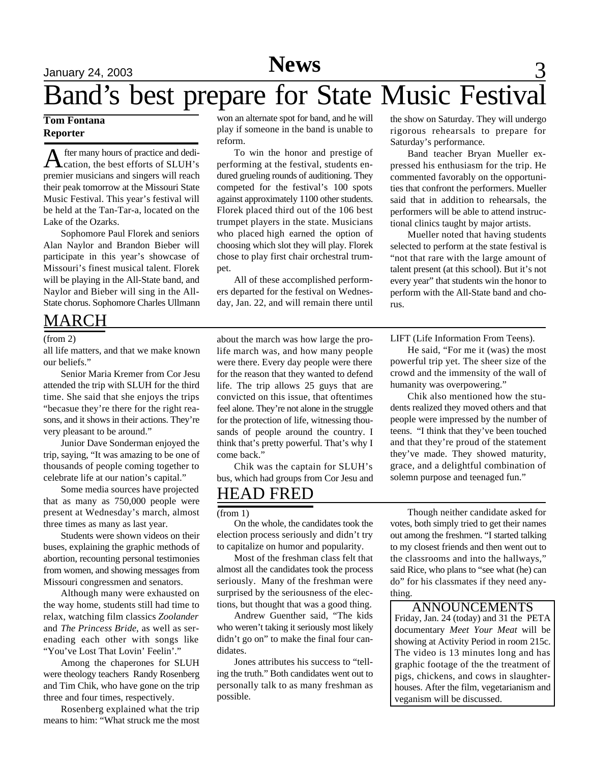# Band's best prepare for State Music Festival

**Tom Fontana**
**Reporter**

After many hours of practice and dedication, the best efforts of SLUH's premier musicians and singers will reach their peak tomorrow at the Missouri State Music Festival. This year's festival will be held at the Tan-Tar-a, located on the Lake of the Ozarks.

Sophomore Paul Florek and seniors Alan Naylor and Brandon Bieber will participate in this year's showcase of Missouri's finest musical talent. Florek will be playing in the All-State band, and Naylor and Bieber will sing in the All-State chorus. Sophomore Charles Ullmann won an alternate spot for band, and he will play if someone in the band is unable to reform.

To win the honor and prestige of performing at the festival, students endured grueling rounds of auditioning. They competed for the festival's 100 spots against approximately 1100 other students. Florek placed third out of the 106 best trumpet players in the state. Musicians who placed high earned the option of choosing which slot they will play. Florek chose to play first chair orchestral trumpet.

All of these accomplished performers departed for the festival on Wednesday, Jan. 22, and will remain there until the show on Saturday. They will undergo rigorous rehearsals to prepare for Saturday's performance.

Band teacher Bryan Mueller expressed his enthusiasm for the trip. He commented favorably on the opportunities that confront the performers. Mueller said that in addition to rehearsals, the performers will be able to attend instructional clinics taught by major artists.

Mueller noted that having students selected to perform at the state festival is "not that rare with the large amount of talent present (at this school). But it's not every year" that students win the honor to perform with the All-State band and chorus.

## MARCH

(from 2)

all life matters, and that we make known our beliefs."

Senior Maria Kremer from Cor Jesu attended the trip with SLUH for the third time. She said that she enjoys the trips "becasue they're there for the right reasons, and it shows in their actions. They're very pleasant to be around."

Junior Dave Sonderman enjoyed the trip, saying, "It was amazing to be one of thousands of people coming together to celebrate life at our nation's capital."

Some media sources have projected that as many as 750,000 people were present at Wednesday's march, almost three times as many as last year.

Students were shown videos on their buses, explaining the graphic methods of abortion, recounting personal testimonies from women, and showing messages from Missouri congressmen and senators.

Although many were exhausted on the way home, students still had time to relax, watching film classics *Zoolander* and *The Princess Bride*, as well as serenading each other with songs like "You've Lost That Lovin' Feelin'."

Among the chaperones for SLUH were theology teachers Randy Rosenberg and Tim Chik, who have gone on the trip three and four times, respectively.

Rosenberg explained what the trip means to him: "What struck me the most about the march was how large the pro-life march was, and how many people were there. Every day people were there for the reason that they wanted to defend life. The trip allows 25 guys that are convicted on this issue, that oftentimes feel alone. They're not alone in the struggle for the protection of life, witnessing thousands of people around the country. I think that's pretty powerful. That's why I come back."

Chik was the captain for SLUH's bus, which had groups from Cor Jesu and LIFT (Life Information From Teens).

He said, "For me it (was) the most powerful trip yet. The sheer size of the crowd and the immensity of the wall of humanity was overpowering."

Chik also mentioned how the students realized they moved others and that people were impressed by the number of teens. "I think that they've been touched and that they're proud of the statement they've made. They showed maturity, grace, and a delightful combination of solemn purpose and teenaged fun."

## HEAD FRED

(from 1)

On the whole, the candidates took the election process seriously and didn't try to capitalize on humor and popularity.

Most of the freshman class felt that almost all the candidates took the process seriously. Many of the freshman were surprised by the seriousness of the elections, but thought that was a good thing.

Andrew Guenther said, "The kids who weren't taking it seriously most likely didn't go on" to make the final four candidates.

Jones attributes his success to "telling the truth." Both candidates went out to personally talk to as many freshman as possible.

Though neither candidate asked for votes, both simply tried to get their names out among the freshmen. "I started talking to my closest friends and then went out to the classrooms and into the hallways," said Rice, who plans to "see what (he) can do" for his classmates if they need anything.

## ANNOUNCEMENTS

Friday, Jan. 24 (today) and 31 the PETA documentary *Meet Your Meat* will be showing at Activity Period in room 215c. The video is 13 minutes long and has graphic footage of the the treatment of pigs, chickens, and cows in slaughterhouses. After the film, vegetarianism and veganism will be discussed.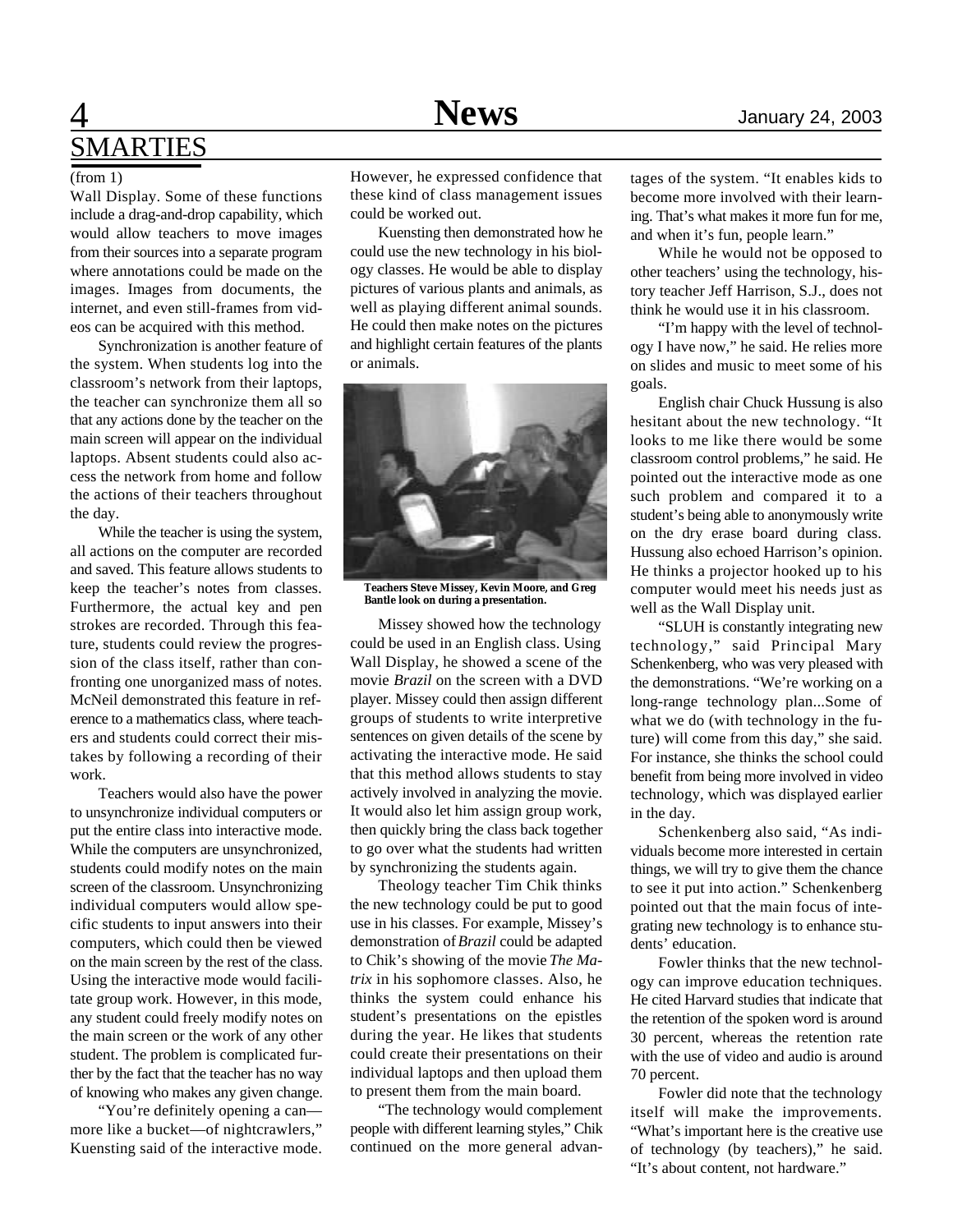# SMARTIES

(from 1)

Wall Display. Some of these functions include a drag-and-drop capability, which would allow teachers to move images from their sources into a separate program where annotations could be made on the images. Images from documents, the internet, and even still-frames from videos can be acquired with this method.

Synchronization is another feature of the system. When students log into the classroom's network from their laptops, the teacher can synchronize them all so that any actions done by the teacher on the main screen will appear on the individual laptops. Absent students could also access the network from home and follow the actions of their teachers throughout the day.

While the teacher is using the system, all actions on the computer are recorded and saved. This feature allows students to keep the teacher's notes from classes. Furthermore, the actual key and pen strokes are recorded. Through this feature, students could review the progression of the class itself, rather than confronting one unorganized mass of notes. McNeil demonstrated this feature in reference to a mathematics class, where teachers and students could correct their mistakes by following a recording of their work.

Teachers would also have the power to unsynchronize individual computers or put the entire class into interactive mode. While the computers are unsynchronized, students could modify notes on the main screen of the classroom. Unsynchronizing individual computers would allow specific students to input answers into their computers, which could then be viewed on the main screen by the rest of the class. Using the interactive mode would facilitate group work. However, in this mode, any student could freely modify notes on the main screen or the work of any other student. The problem is complicated further by the fact that the teacher has no way of knowing who makes any given change.

"You're definitely opening a can—more like a bucket—of nightcrawlers," Kuensting said of the interactive mode. However, he expressed confidence that these kind of class management issues could be worked out.

Kuensting then demonstrated how he could use the new technology in his biology classes. He would be able to display pictures of various plants and animals, as well as playing different animal sounds. He could then make notes on the pictures and highlight certain features of the plants or animals.

**Teachers Steve Missey, Kevin Moore, and Greg Bantle look on during a presentation.**

Missey showed how the technology could be used in an English class. Using Wall Display, he showed a scene of the movie *Brazil* on the screen with a DVD player. Missey could then assign different groups of students to write interpretive sentences on given details of the scene by activating the interactive mode. He said that this method allows students to stay actively involved in analyzing the movie. It would also let him assign group work, then quickly bring the class back together to go over what the students had written by synchronizing the students again.

Theology teacher Tim Chik thinks the new technology could be put to good use in his classes. For example, Missey's demonstration of *Brazil* could be adapted to Chik's showing of the movie *The Matrix* in his sophomore classes. Also, he thinks the system could enhance his student's presentations on the epistles during the year. He likes that students could create their presentations on their individual laptops and then upload them to present them from the main board.

"The technology would complement people with different learning styles," Chik continued on the more general advantages of the system. "It enables kids to become more involved with their learning. That's what makes it more fun for me, and when it's fun, people learn."

While he would not be opposed to other teachers' using the technology, history teacher Jeff Harrison, S.J., does not think he would use it in his classroom.

"I'm happy with the level of technology I have now," he said. He relies more on slides and music to meet some of his goals.

English chair Chuck Hussung is also hesitant about the new technology. "It looks to me like there would be some classroom control problems," he said. He pointed out the interactive mode as one such problem and compared it to a student's being able to anonymously write on the dry erase board during class. Hussung also echoed Harrison's opinion. He thinks a projector hooked up to his computer would meet his needs just as well as the Wall Display unit.

"SLUH is constantly integrating new technology," said Principal Mary Schenkenberg, who was very pleased with the demonstrations. "We're working on a long-range technology plan...Some of what we do (with technology in the future) will come from this day," she said. For instance, she thinks the school could benefit from being more involved in video technology, which was displayed earlier in the day.

Schenkenberg also said, "As individuals become more interested in certain things, we will try to give them the chance to see it put into action." Schenkenberg pointed out that the main focus of integrating new technology is to enhance students' education.

Fowler thinks that the new technology can improve education techniques. He cited Harvard studies that indicate that the retention of the spoken word is around 30 percent, whereas the retention rate with the use of video and audio is around 70 percent.

Fowler did note that the technology itself will make the improvements. "What's important here is the creative use of technology (by teachers)," he said. "It's about content, not hardware."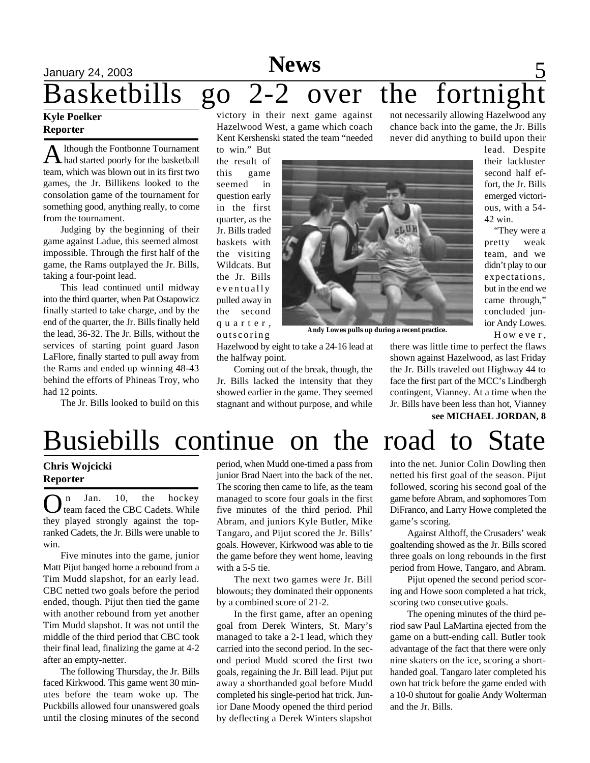# Basketbills go 2-2 over the fortnight

**Kyle Poelker**
**Reporter**

Although the Fontbonne Tournament had started poorly for the basketball team, which was blown out in its first two games, the Jr. Billikens looked to the consolation game of the tournament for something good, anything really, to come from the tournament.

Judging by the beginning of their game against Ladue, this seemed almost impossible. Through the first half of the game, the Rams outplayed the Jr. Bills, taking a four-point lead.

This lead continued until midway into the third quarter, when Pat Ostapowicz finally started to take charge, and by the end of the quarter, the Jr. Bills finally held the lead, 36-32. The Jr. Bills, without the services of starting point guard Jason LaFlore, finally started to pull away from the Rams and ended up winning 48-43 behind the efforts of Phineas Troy, who had 12 points.

The Jr. Bills looked to build on this victory in their next game against Hazelwood West, a game which coach Kent Kershenski stated the team "needed to win." But the result of this game seemed in question early in the first quarter, as the Jr. Bills traded baskets with the visiting Wildcats. But the Jr. Bills eventually pulled away in the second quarter, outscoring Hazelwood by eight to take a 24-16 lead at the halfway point.

Andy Lowes pulls up during a recent practice.

Coming out of the break, though, the Jr. Bills lacked the intensity that they showed earlier in the game. They seemed stagnant and without purpose, and while not necessarily allowing Hazelwood any chance back into the game, the Jr. Bills never did anything to build upon their lead. Despite their lackluster second half effort, the Jr. Bills emerged victorious, with a 54-42 win.

"They were a pretty weak team, and we didn't play to our expectations, but in the end we came through," concluded junior Andy Lowes.

However, there was little time to perfect the flaws shown against Hazelwood, as last Friday the Jr. Bills traveled out Highway 44 to face the first part of the MCC's Lindbergh contingent, Vianney. At a time when the Jr. Bills have been less than hot, Vianney

**see MICHAEL JORDAN, 8**

# Busiebills continue on the road to State

**Chris Wojcicki**
**Reporter**

On Jan. 10, the hockey team faced the CBC Cadets. While they played strongly against the top-ranked Cadets, the Jr. Bills were unable to win.

Five minutes into the game, junior Matt Pijut banged home a rebound from a Tim Mudd slapshot, for an early lead. CBC netted two goals before the period ended, though. Pijut then tied the game with another rebound from yet another Tim Mudd slapshot. It was not until the middle of the third period that CBC took their final lead, finalizing the game at 4-2 after an empty-netter.

The following Thursday, the Jr. Bills faced Kirkwood. This game went 30 minutes before the team woke up. The Puckbills allowed four unanswered goals until the closing minutes of the second period, when Mudd one-timed a pass from junior Brad Naert into the back of the net. The scoring then came to life, as the team managed to score four goals in the first five minutes of the third period. Phil Abram, and juniors Kyle Butler, Mike Tangaro, and Pijut scored the Jr. Bills' goals. However, Kirkwood was able to tie the game before they went home, leaving with a 5-5 tie.

The next two games were Jr. Bill blowouts; they dominated their opponents by a combined score of 21-2.

In the first game, after an opening goal from Derek Winters, St. Mary's managed to take a 2-1 lead, which they carried into the second period. In the second period Mudd scored the first two goals, regaining the Jr. Bill lead. Pijut put away a shorthanded goal before Mudd completed his single-period hat trick. Junior Dane Moody opened the third period by deflecting a Derek Winters slapshot into the net. Junior Colin Dowling then netted his first goal of the season. Pijut followed, scoring his second goal of the game before Abram, and sophomores Tom DiFranco, and Larry Howe completed the game's scoring.

Against Althoff, the Crusaders' weak goaltending showed as the Jr. Bills scored three goals on long rebounds in the first period from Howe, Tangaro, and Abram.

Pijut opened the second period scoring and Howe soon completed a hat trick, scoring two consecutive goals.

The opening minutes of the third period saw Paul LaMartina ejected from the game on a butt-ending call. Butler took advantage of the fact that there were only nine skaters on the ice, scoring a shorthanded goal. Tangaro later completed his own hat trick before the game ended with a 10-0 shutout for goalie Andy Wolterman and the Jr. Bills.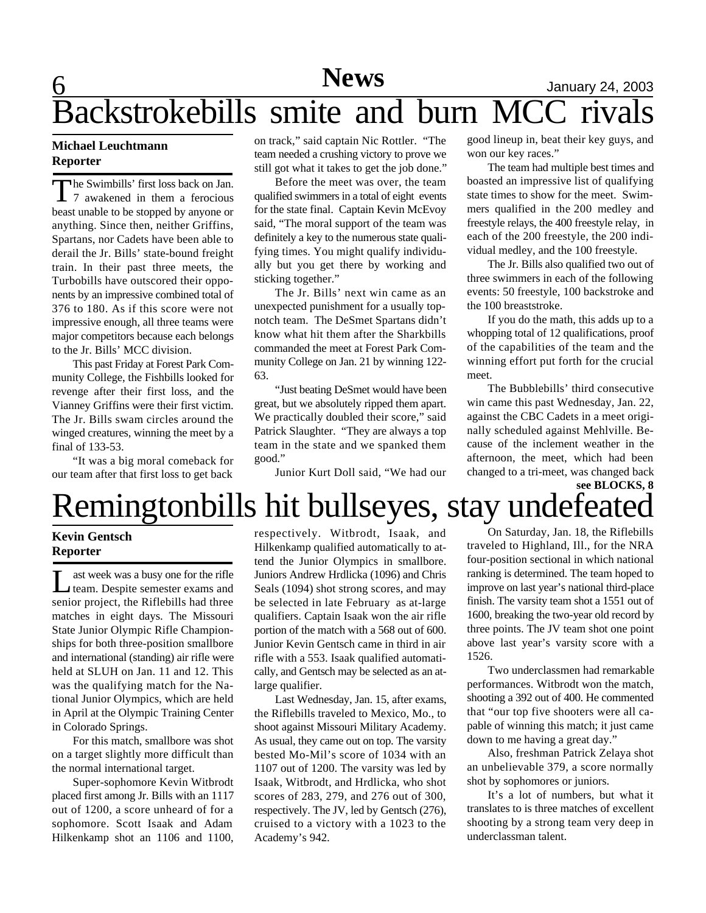# Backstrokebills smite and burn MCC rivals

**Michael Leuchtmann**
**Reporter**

The Swimbills' first loss back on Jan. 7 awakened in them a ferocious beast unable to be stopped by anyone or anything. Since then, neither Griffins, Spartans, nor Cadets have been able to derail the Jr. Bills' state-bound freight train. In their past three meets, the Turbobills have outscored their opponents by an impressive combined total of 376 to 180. As if this score were not impressive enough, all three teams were major competitors because each belongs to the Jr. Bills' MCC division.

This past Friday at Forest Park Community College, the Fishbills looked for revenge after their first loss, and the Vianney Griffins were their first victim. The Jr. Bills swam circles around the winged creatures, winning the meet by a final of 133-53.

"It was a big moral comeback for our team after that first loss to get back on track," said captain Nic Rottler. "The team needed a crushing victory to prove we still got what it takes to get the job done."

Before the meet was over, the team qualified swimmers in a total of eight events for the state final. Captain Kevin McEvoy said, "The moral support of the team was definitely a key to the numerous state qualifying times. You might qualify individually but you get there by working and sticking together."

The Jr. Bills' next win came as an unexpected punishment for a usually top-notch team. The DeSmet Spartans didn't know what hit them after the Sharkbills commanded the meet at Forest Park Community College on Jan. 21 by winning 122-63.

"Just beating DeSmet would have been great, but we absolutely ripped them apart. We practically doubled their score," said Patrick Slaughter. "They are always a top team in the state and we spanked them good."

Junior Kurt Doll said, "We had our good lineup in, beat their key guys, and won our key races."

The team had multiple best times and boasted an impressive list of qualifying state times to show for the meet. Swimmers qualified in the 200 medley and freestyle relays, the 400 freestyle relay, in each of the 200 freestyle, the 200 individual medley, and the 100 freestyle.

The Jr. Bills also qualified two out of three swimmers in each of the following events: 50 freestyle, 100 backstroke and the 100 breaststroke.

If you do the math, this adds up to a whopping total of 12 qualifications, proof of the capabilities of the team and the winning effort put forth for the crucial meet.

The Bubblebills' third consecutive win came this past Wednesday, Jan. 22, against the CBC Cadets in a meet originally scheduled against Mehlville. Because of the inclement weather in the afternoon, the meet, which had been changed to a tri-meet, was changed back

**see BLOCKS, 8**

# Remingtonbills hit bullseyes, stay undefeated

**Kevin Gentsch**
**Reporter**

Last week was a busy one for the rifle team. Despite semester exams and senior project, the Riflebills had three matches in eight days. The Missouri State Junior Olympic Rifle Championships for both three-position smallbore and international (standing) air rifle were held at SLUH on Jan. 11 and 12. This was the qualifying match for the National Junior Olympics, which are held in April at the Olympic Training Center in Colorado Springs.

For this match, smallbore was shot on a target slightly more difficult than the normal international target.

Super-sophomore Kevin Witbrodt placed first among Jr. Bills with an 1117 out of 1200, a score unheard of for a sophomore. Scott Isaak and Adam Hilkenkamp shot an 1106 and 1100, respectively. Witbrodt, Isaak, and Hilkenkamp qualified automatically to attend the Junior Olympics in smallbore. Juniors Andrew Hrdlicka (1096) and Chris Seals (1094) shot strong scores, and may be selected in late February as at-large qualifiers. Captain Isaak won the air rifle portion of the match with a 568 out of 600. Junior Kevin Gentsch came in third in air rifle with a 553. Isaak qualified automatically, and Gentsch may be selected as an at-large qualifier.

Last Wednesday, Jan. 15, after exams, the Riflebills traveled to Mexico, Mo., to shoot against Missouri Military Academy. As usual, they came out on top. The varsity bested Mo-Mil's score of 1034 with an 1107 out of 1200. The varsity was led by Isaak, Witbrodt, and Hrdlicka, who shot scores of 283, 279, and 276 out of 300, respectively. The JV, led by Gentsch (276), cruised to a victory with a 1023 to the Academy's 942.

On Saturday, Jan. 18, the Riflebills traveled to Highland, Ill., for the NRA four-position sectional in which national ranking is determined. The team hoped to improve on last year's national third-place finish. The varsity team shot a 1551 out of 1600, breaking the two-year old record by three points. The JV team shot one point above last year's varsity score with a 1526.

Two underclassmen had remarkable performances. Witbrodt won the match, shooting a 392 out of 400. He commented that "our top five shooters were all capable of winning this match; it just came down to me having a great day."

Also, freshman Patrick Zelaya shot an unbelievable 379, a score normally shot by sophomores or juniors.

It's a lot of numbers, but what it translates to is three matches of excellent shooting by a strong team very deep in underclassman talent.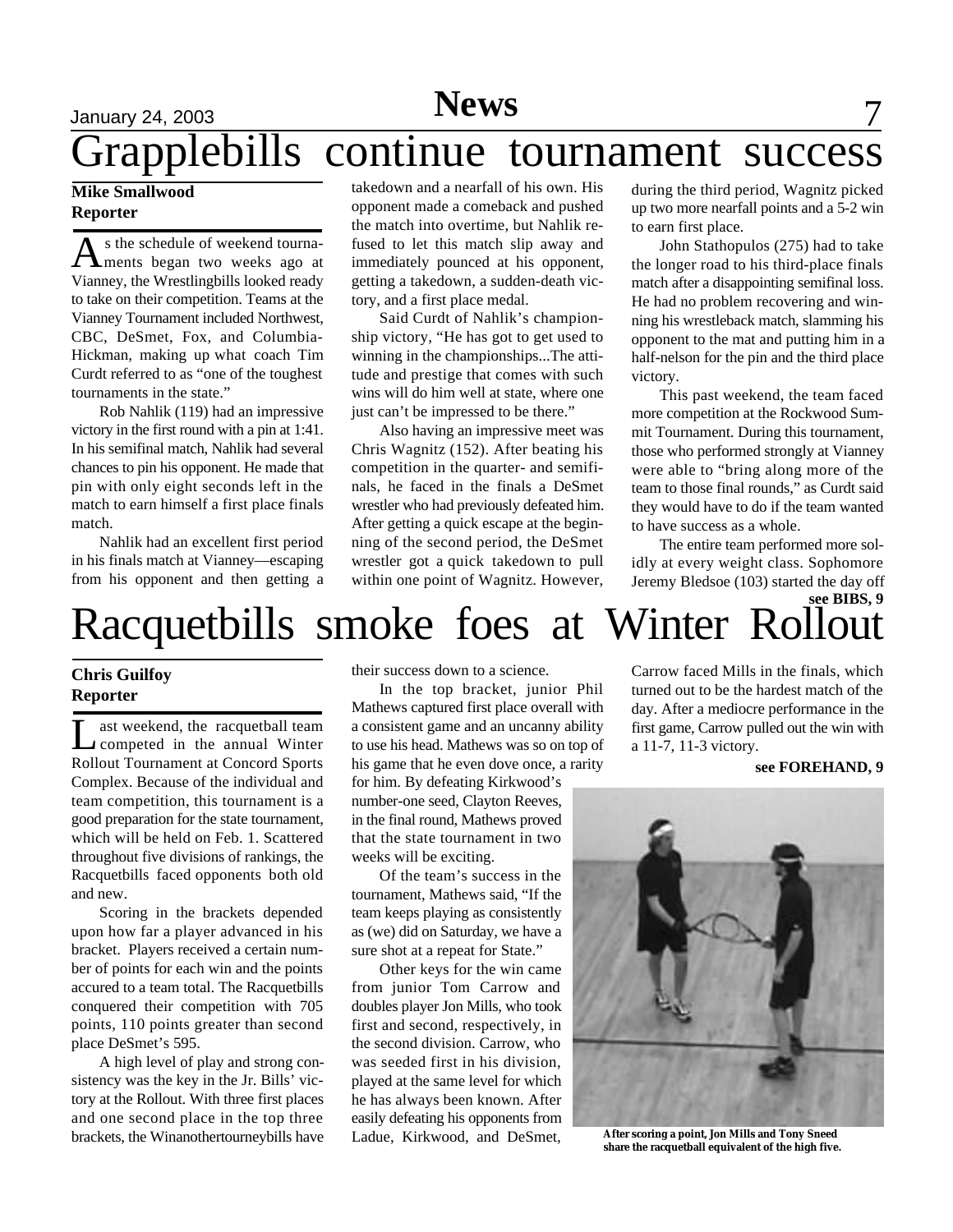# Grapplebills continue tournament success

**Mike Smallwood**
**Reporter**

As the schedule of weekend tournaments began two weeks ago at Vianney, the Wrestlingbills looked ready to take on their competition. Teams at the Vianney Tournament included Northwest, CBC, DeSmet, Fox, and Columbia-Hickman, making up what coach Tim Curdt referred to as "one of the toughest tournaments in the state."

Rob Nahlik (119) had an impressive victory in the first round with a pin at 1:41. In his semifinal match, Nahlik had several chances to pin his opponent. He made that pin with only eight seconds left in the match to earn himself a first place finals match.

Nahlik had an excellent first period in his finals match at Vianney—escaping from his opponent and then getting a takedown and a nearfall of his own. His opponent made a comeback and pushed the match into overtime, but Nahlik refused to let this match slip away and immediately pounced at his opponent, getting a takedown, a sudden-death victory, and a first place medal.

Said Curdt of Nahlik's championship victory, "He has got to get used to winning in the championships...The attitude and prestige that comes with such wins will do him well at state, where one just can't be impressed to be there."

Also having an impressive meet was Chris Wagnitz (152). After beating his competition in the quarter- and semifinals, he faced in the finals a DeSmet wrestler who had previously defeated him. After getting a quick escape at the beginning of the second period, the DeSmet wrestler got a quick takedown to pull within one point of Wagnitz. However, during the third period, Wagnitz picked up two more nearfall points and a 5-2 win to earn first place.

John Stathopulos (275) had to take the longer road to his third-place finals match after a disappointing semifinal loss. He had no problem recovering and winning his wrestleback match, slamming his opponent to the mat and putting him in a half-nelson for the pin and the third place victory.

This past weekend, the team faced more competition at the Rockwood Summit Tournament. During this tournament, those who performed strongly at Vianney were able to "bring along more of the team to those final rounds," as Curdt said they would have to do if the team wanted to have success as a whole.

The entire team performed more solidly at every weight class. Sophomore Jeremy Bledsoe (103) started the day off

**see BIBS, 9**

# Racquetbills smoke foes at Winter Rollout

**Chris Guilfoy**
**Reporter**

Last weekend, the racquetball team competed in the annual Winter Rollout Tournament at Concord Sports Complex. Because of the individual and team competition, this tournament is a good preparation for the state tournament, which will be held on Feb. 1. Scattered throughout five divisions of rankings, the Racquetbills faced opponents both old and new.

Scoring in the brackets depended upon how far a player advanced in his bracket. Players received a certain number of points for each win and the points accured to a team total. The Racquetbills conquered their competition with 705 points, 110 points greater than second place DeSmet's 595.

A high level of play and strong consistency was the key in the Jr. Bills' victory at the Rollout. With three first places and one second place in the top three brackets, the Winanothertourneybills have their success down to a science.

In the top bracket, junior Phil Mathews captured first place overall with a consistent game and an uncanny ability to use his head. Mathews was so on top of his game that he even dove once, a rarity for him. By defeating Kirkwood's number-one seed, Clayton Reeves, in the final round, Mathews proved that the state tournament in two weeks will be exciting.

Of the team's success in the tournament, Mathews said, "If the team keeps playing as consistently as (we) did on Saturday, we have a sure shot at a repeat for State."

Other keys for the win came from junior Tom Carrow and doubles player Jon Mills, who took first and second, respectively, in the second division. Carrow, who was seeded first in his division, played at the same level for which he has always been known. After easily defeating his opponents from Ladue, Kirkwood, and DeSmet, Carrow faced Mills in the finals, which turned out to be the hardest match of the day. After a mediocre performance in the first game, Carrow pulled out the win with a 11-7, 11-3 victory.

**see FOREHAND, 9**

**After scoring a point, Jon Mills and Tony Sneed share the racquetball equivalent of the high five.**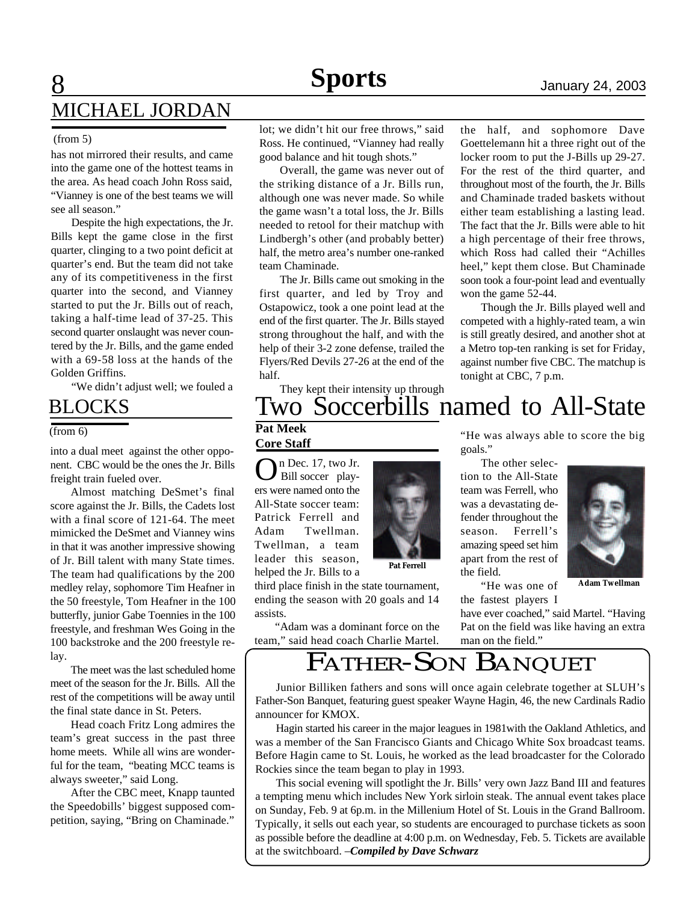## MICHAEL JORDAN

(from 5)

has not mirrored their results, and came into the game one of the hottest teams in the area. As head coach John Ross said, "Vianney is one of the best teams we will see all season."

Despite the high expectations, the Jr. Bills kept the game close in the first quarter, clinging to a two point deficit at quarter's end. But the team did not take any of its competitiveness in the first quarter into the second, and Vianney started to put the Jr. Bills out of reach, taking a half-time lead of 37-25. This second quarter onslaught was never countered by the Jr. Bills, and the game ended with a 69-58 loss at the hands of the Golden Griffins.

"We didn't adjust well; we fouled a lot; we didn't hit our free throws," said Ross. He continued, "Vianney had really good balance and hit tough shots."

Overall, the game was never out of the striking distance of a Jr. Bills run, although one was never made. So while the game wasn't a total loss, the Jr. Bills needed to retool for their matchup with Lindbergh's other (and probably better) half, the metro area's number one-ranked team Chaminade.

The Jr. Bills came out smoking in the first quarter, and led by Troy and Ostapowicz, took a one point lead at the end of the first quarter. The Jr. Bills stayed strong throughout the half, and with the help of their 3-2 zone defense, trailed the Flyers/Red Devils 27-26 at the end of the half.

They kept their intensity up through the half, and sophomore Dave Goettelemann hit a three right out of the locker room to put the J-Bills up 29-27. For the rest of the third quarter, and throughout most of the fourth, the Jr. Bills and Chaminade traded baskets without either team establishing a lasting lead. The fact that the Jr. Bills were able to hit a high percentage of their free throws, which Ross had called their "Achilles heel," kept them close. But Chaminade soon took a four-point lead and eventually won the game 52-44.

Though the Jr. Bills played well and competed with a highly-rated team, a win is still greatly desired, and another shot at a Metro top-ten ranking is set for Friday, against number five CBC. The matchup is tonight at CBC, 7 p.m.

## BLOCKS

(from 6)

into a dual meet against the other opponent. CBC would be the ones the Jr. Bills freight train fueled over.

Almost matching DeSmet's final score against the Jr. Bills, the Cadets lost with a final score of 121-64. The meet mimicked the DeSmet and Vianney wins in that it was another impressive showing of Jr. Bill talent with many State times. The team had qualifications by the 200 medley relay, sophomore Tim Heafner in the 50 freestyle, Tom Heafner in the 100 butterfly, junior Gabe Toennies in the 100 freestyle, and freshman Wes Going in the 100 backstroke and the 200 freestyle relay.

The meet was the last scheduled home meet of the season for the Jr. Bills. All the rest of the competitions will be away until the final state dance in St. Peters.

Head coach Fritz Long admires the team's great success in the past three home meets. While all wins are wonderful for the team, "beating MCC teams is always sweeter," said Long.

After the CBC meet, Knapp taunted the Speedobills' biggest supposed competition, saying, "Bring on Chaminade."

# Two Soccerbills named to All-State

**Pat Meek**
**Core Staff**

On Dec. 17, two Jr. Bill soccer players were named onto the All-State soccer team: Patrick Ferrell and Adam Twellman. Twellman, a team leader this season, helped the Jr. Bills to a third place finish in the state tournament, ending the season with 20 goals and 14 assists.

Pat Ferrell

"Adam was a dominant force on the team," said head coach Charlie Martel. "He was always able to score the big goals."

The other selection to the All-State team was Ferrell, who was a devastating defender throughout the season. Ferrell's amazing speed set him apart from the rest of the field.

Adam Twellman

"He was one of the fastest players I have ever coached," said Martel. "Having Pat on the field was like having an extra man on the field."

# Father-Son Banquet

Junior Billiken fathers and sons will once again celebrate together at SLUH's Father-Son Banquet, featuring guest speaker Wayne Hagin, 46, the new Cardinals Radio announcer for KMOX.

Hagin started his career in the major leagues in 1981with the Oakland Athletics, and was a member of the San Francisco Giants and Chicago White Sox broadcast teams. Before Hagin came to St. Louis, he worked as the lead broadcaster for the Colorado Rockies since the team began to play in 1993.

This social evening will spotlight the Jr. Bills' very own Jazz Band III and features a tempting menu which includes New York sirloin steak. The annual event takes place on Sunday, Feb. 9 at 6p.m. in the Millenium Hotel of St. Louis in the Grand Ballroom. Typically, it sells out each year, so students are encouraged to purchase tickets as soon as possible before the deadline at 4:00 p.m. on Wednesday, Feb. 5. Tickets are available at the switchboard. *–Compiled by Dave Schwarz*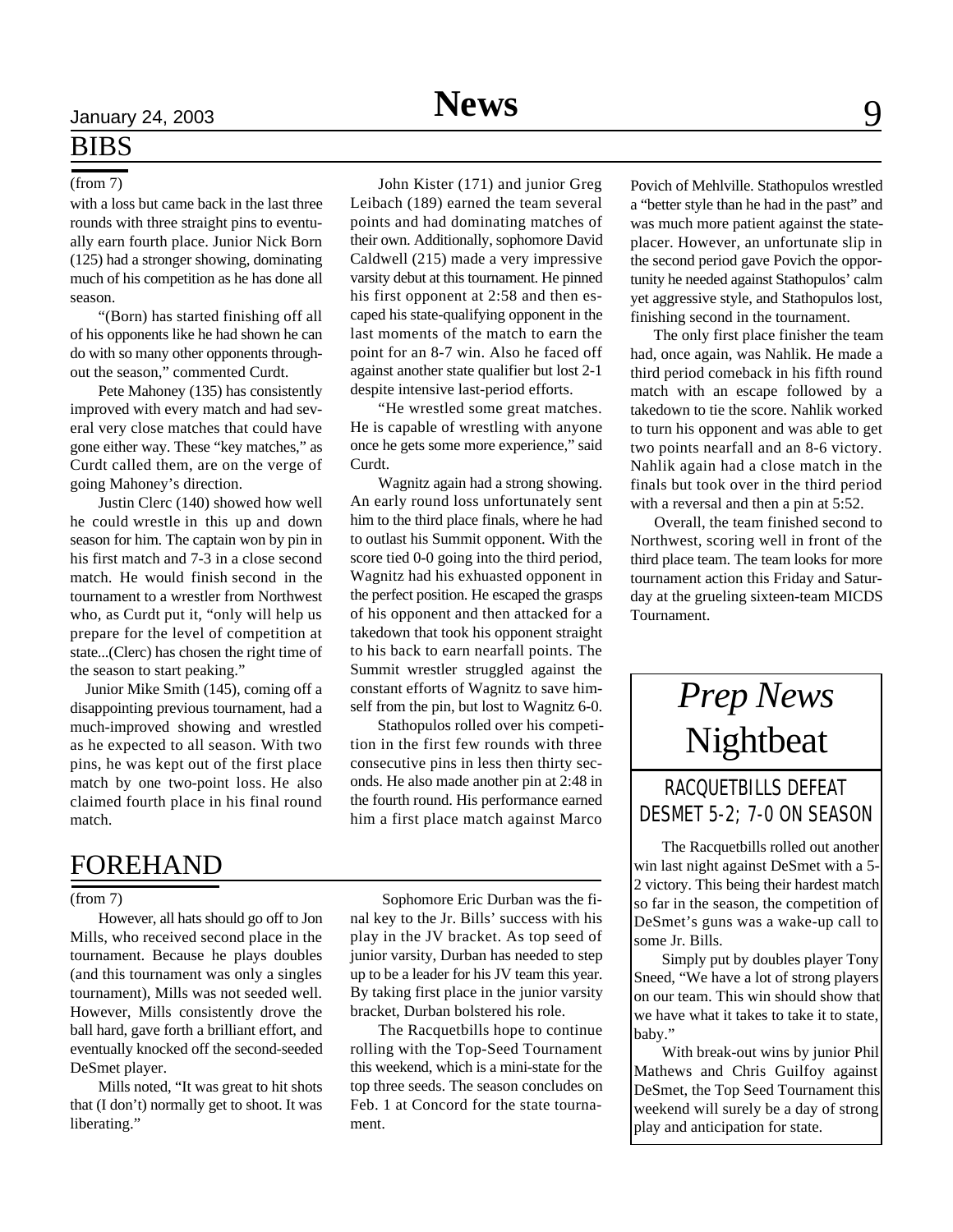## BIBS

(from 7)

with a loss but came back in the last three rounds with three straight pins to eventually earn fourth place. Junior Nick Born (125) had a stronger showing, dominating much of his competition as he has done all season.

"(Born) has started finishing off all of his opponents like he had shown he can do with so many other opponents throughout the season," commented Curdt.

Pete Mahoney (135) has consistently improved with every match and had several very close matches that could have gone either way. These "key matches," as Curdt called them, are on the verge of going Mahoney's direction.

Justin Clerc (140) showed how well he could wrestle in this up and down season for him. The captain won by pin in his first match and 7-3 in a close second match. He would finish second in the tournament to a wrestler from Northwest who, as Curdt put it, "only will help us prepare for the level of competition at state...(Clerc) has chosen the right time of the season to start peaking."

Junior Mike Smith (145), coming off a disappointing previous tournament, had a much-improved showing and wrestled as he expected to all season. With two pins, he was kept out of the first place match by one two-point loss. He also claimed fourth place in his final round match.

John Kister (171) and junior Greg Leibach (189) earned the team several points and had dominating matches of their own. Additionally, sophomore David Caldwell (215) made a very impressive varsity debut at this tournament. He pinned his first opponent at 2:58 and then escaped his state-qualifying opponent in the last moments of the match to earn the point for an 8-7 win. Also he faced off against another state qualifier but lost 2-1 despite intensive last-period efforts.

"He wrestled some great matches. He is capable of wrestling with anyone once he gets some more experience," said Curdt.

Wagnitz again had a strong showing. An early round loss unfortunately sent him to the third place finals, where he had to outlast his Summit opponent. With the score tied 0-0 going into the third period, Wagnitz had his exhausted opponent in the perfect position. He escaped the grasps of his opponent and then attacked for a takedown that took his opponent straight to his back to earn nearfall points. The Summit wrestler struggled against the constant efforts of Wagnitz to save himself from the pin, but lost to Wagnitz 6-0.

Stathopulos rolled over his competition in the first few rounds with three consecutive pins in less then thirty seconds. He also made another pin at 2:48 in the fourth round. His performance earned him a first place match against Marco Povich of Mehlville. Stathopulos wrestled a "better style than he had in the past" and was much more patient against the state-placer. However, an unfortunate slip in the second period gave Povich the opportunity he needed against Stathopulos' calm yet aggressive style, and Stathopulos lost, finishing second in the tournament.

The only first place finisher the team had, once again, was Nahlik. He made a third period comeback in his fifth round match with an escape followed by a takedown to tie the score. Nahlik worked to turn his opponent and was able to get two points nearfall and an 8-6 victory. Nahlik again had a close match in the finals but took over in the third period with a reversal and then a pin at 5:52.

Overall, the team finished second to Northwest, scoring well in front of the third place team. The team looks for more tournament action this Friday and Saturday at the grueling sixteen-team MICDS Tournament.

## FOREHAND

(from 7)

However, all hats should go off to Jon Mills, who received second place in the tournament. Because he plays doubles (and this tournament was only a singles tournament), Mills was not seeded well. However, Mills consistently drove the ball hard, gave forth a brilliant effort, and eventually knocked off the second-seeded DeSmet player.

Mills noted, "It was great to hit shots that (I don't) normally get to shoot. It was liberating."

Sophomore Eric Durban was the final key to the Jr. Bills' success with his play in the JV bracket. As top seed of junior varsity, Durban has needed to step up to be a leader for his JV team this year. By taking first place in the junior varsity bracket, Durban bolstered his role.

The Racquetbills hope to continue rolling with the Top-Seed Tournament this weekend, which is a mini-state for the top three seeds. The season concludes on Feb. 1 at Concord for the state tournament.

## *Prep News* Nightbeat

### RACQUETBILLS DEFEAT DESMET 5-2; 7-0 ON SEASON

The Racquetbills rolled out another win last night against DeSmet with a 5-2 victory. This being their hardest match so far in the season, the competition of DeSmet's guns was a wake-up call to some Jr. Bills.

Simply put by doubles player Tony Sneed, "We have a lot of strong players on our team. This win should show that we have what it takes to take it to state, baby."

With break-out wins by junior Phil Mathews and Chris Guilfoy against DeSmet, the Top Seed Tournament this weekend will surely be a day of strong play and anticipation for state.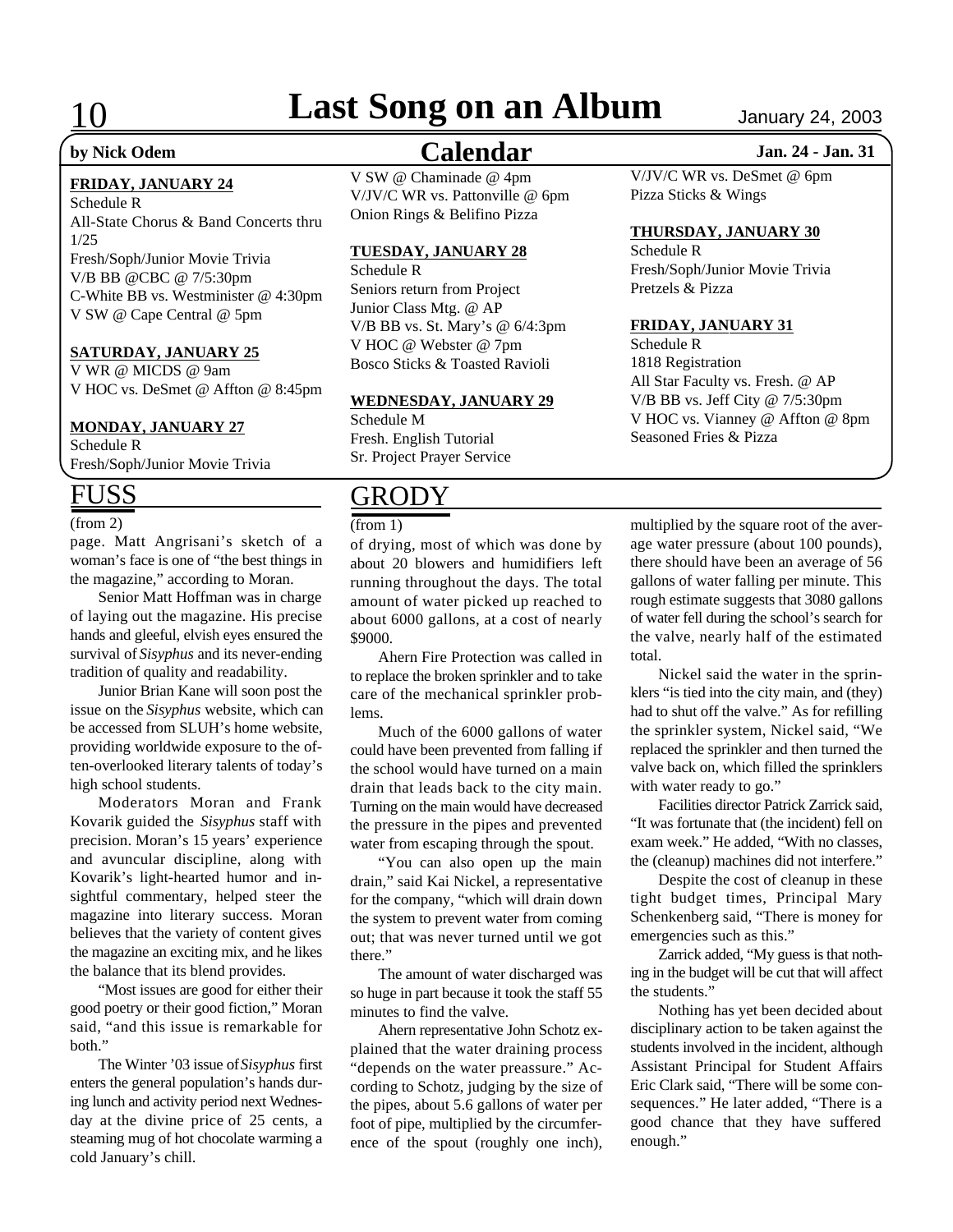# Last Song on an Album

by Nick Odem

## Calendar

**Jan. 24 - Jan. 31**

**FRIDAY, JANUARY 24**
Schedule R
All-State Chorus & Band Concerts thru 1/25
Fresh/Soph/Junior Movie Trivia
V/B BB @CBC @ 7/5:30pm
C-White BB vs. Westminister @ 4:30pm
V SW @ Cape Central @ 5pm
V SW @ Chaminade @ 4pm
V/JV/C WR vs. Pattonville @ 6pm
Onion Rings & Belifino Pizza

**SATURDAY, JANUARY 25**
V WR @ MICDS @ 9am
V HOC vs. DeSmet @ Affton @ 8:45pm

**MONDAY, JANUARY 27**
Schedule R
Fresh/Soph/Junior Movie Trivia

**TUESDAY, JANUARY 28**
Schedule R
Seniors return from Project
Junior Class Mtg. @ AP
V/B BB vs. St. Mary's @ 6/4:3pm
V HOC @ Webster @ 7pm
Bosco Sticks & Toasted Ravioli

**WEDNESDAY, JANUARY 29**
Schedule M
Fresh. English Tutorial
Sr. Project Prayer Service
V/JV/C WR vs. DeSmet @ 6pm
Pizza Sticks & Wings

**THURSDAY, JANUARY 30**
Schedule R
Fresh/Soph/Junior Movie Trivia
Pretzels & Pizza

**FRIDAY, JANUARY 31**
Schedule R
1818 Registration
All Star Faculty vs. Fresh. @ AP
V/B BB vs. Jeff City @ 7/5:30pm
V HOC vs. Vianney @ Affton @ 8pm
Seasoned Fries & Pizza

## FUSS

(from 2)

page. Matt Angrisani's sketch of a woman's face is one of "the best things in the magazine," according to Moran.

Senior Matt Hoffman was in charge of laying out the magazine. His precise hands and gleeful, elvish eyes ensured the survival of *Sisyphus* and its never-ending tradition of quality and readability.

Junior Brian Kane will soon post the issue on the *Sisyphus* website, which can be accessed from SLUH's home website, providing worldwide exposure to the often-overlooked literary talents of today's high school students.

Moderators Moran and Frank Kovarik guided the *Sisyphus* staff with precision. Moran's 15 years' experience and avuncular discipline, along with Kovarik's light-hearted humor and insightful commentary, helped steer the magazine into literary success. Moran believes that the variety of content gives the magazine an exciting mix, and he likes the balance that its blend provides.

"Most issues are good for either their good poetry or their good fiction," Moran said, "and this issue is remarkable for both."

The Winter '03 issue of *Sisyphus* first enters the general population's hands during lunch and activity period next Wednesday at the divine price of 25 cents, a steaming mug of hot chocolate warming a cold January's chill.

## GRODY

(from 1)

of drying, most of which was done by about 20 blowers and humidifiers left running throughout the days. The total amount of water picked up reached to about 6000 gallons, at a cost of nearly $9000.

Ahern Fire Protection was called in to replace the broken sprinkler and to take care of the mechanical sprinkler problems.

Much of the 6000 gallons of water could have been prevented from falling if the school would have turned on a main drain that leads back to the city main. Turning on the main would have decreased the pressure in the pipes and prevented water from escaping through the spout.

"You can also open up the main drain," said Kai Nickel, a representative for the company, "which will drain down the system to prevent water from coming out; that was never turned until we got there."

The amount of water discharged was so huge in part because it took the staff 55 minutes to find the valve.

Ahern representative John Schotz explained that the water draining process "depends on the water preassure." According to Schotz, judging by the size of the pipes, about 5.6 gallons of water per foot of pipe, multiplied by the circumference of the spout (roughly one inch), multiplied by the square root of the average water pressure (about 100 pounds), there should have been an average of 56 gallons of water falling per minute. This rough estimate suggests that 3080 gallons of water fell during the school's search for the valve, nearly half of the estimated total.

Nickel said the water in the sprinklers "is tied into the city main, and (they) had to shut off the valve." As for refilling the sprinkler system, Nickel said, "We replaced the sprinkler and then turned the valve back on, which filled the sprinklers with water ready to go."

Facilities director Patrick Zarrick said, "It was fortunate that (the incident) fell on exam week." He added, "With no classes, the (cleanup) machines did not interfere."

Despite the cost of cleanup in these tight budget times, Principal Mary Schenkenberg said, "There is money for emergencies such as this."

Zarrick added, "My guess is that nothing in the budget will be cut that will affect the students."

Nothing has yet been decided about disciplinary action to be taken against the students involved in the incident, although Assistant Principal for Student Affairs Eric Clark said, "There will be some consequences." He later added, "There is a good chance that they have suffered enough."